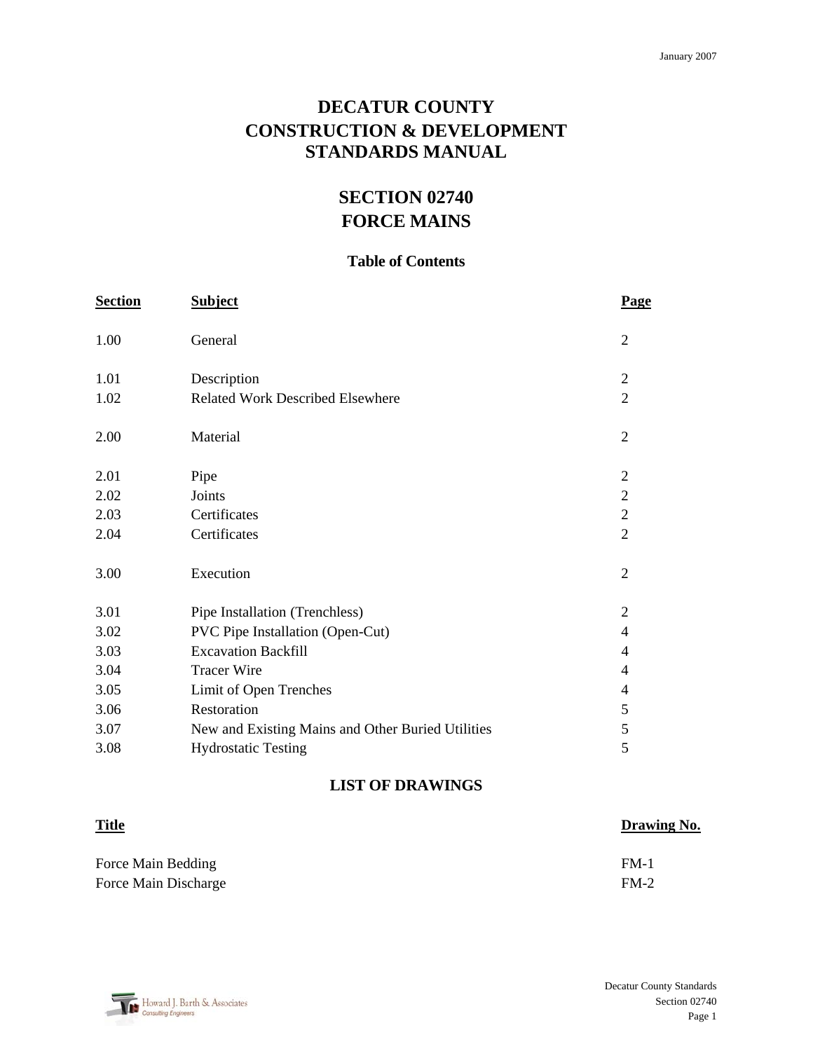January 2007

# DECATUR COUNTY
# CONSTRUCTION & DEVELOPMENT
# STANDARDS MANUAL

## SECTION 02740
## FORCE MAINS

### Table of Contents

| Section | Subject | Page |
|---|---|---|
| 1.00 | General | 2 |
| 1.01 | Description | 2 |
| 1.02 | Related Work Described Elsewhere | 2 |
| 2.00 | Material | 2 |
| 2.01 | Pipe | 2 |
| 2.02 | Joints | 2 |
| 2.03 | Certificates | 2 |
| 2.04 | Certificates | 2 |
| 3.00 | Execution | 2 |
| 3.01 | Pipe Installation (Trenchless) | 2 |
| 3.02 | PVC Pipe Installation (Open-Cut) | 4 |
| 3.03 | Excavation Backfill | 4 |
| 3.04 | Tracer Wire | 4 |
| 3.05 | Limit of Open Trenches | 4 |
| 3.06 | Restoration | 5 |
| 3.07 | New and Existing Mains and Other Buried Utilities | 5 |
| 3.08 | Hydrostatic Testing | 5 |

### LIST OF DRAWINGS

| Title | Drawing No. |
|---|---|
| Force Main Bedding | FM-1 |
| Force Main Discharge | FM-2 |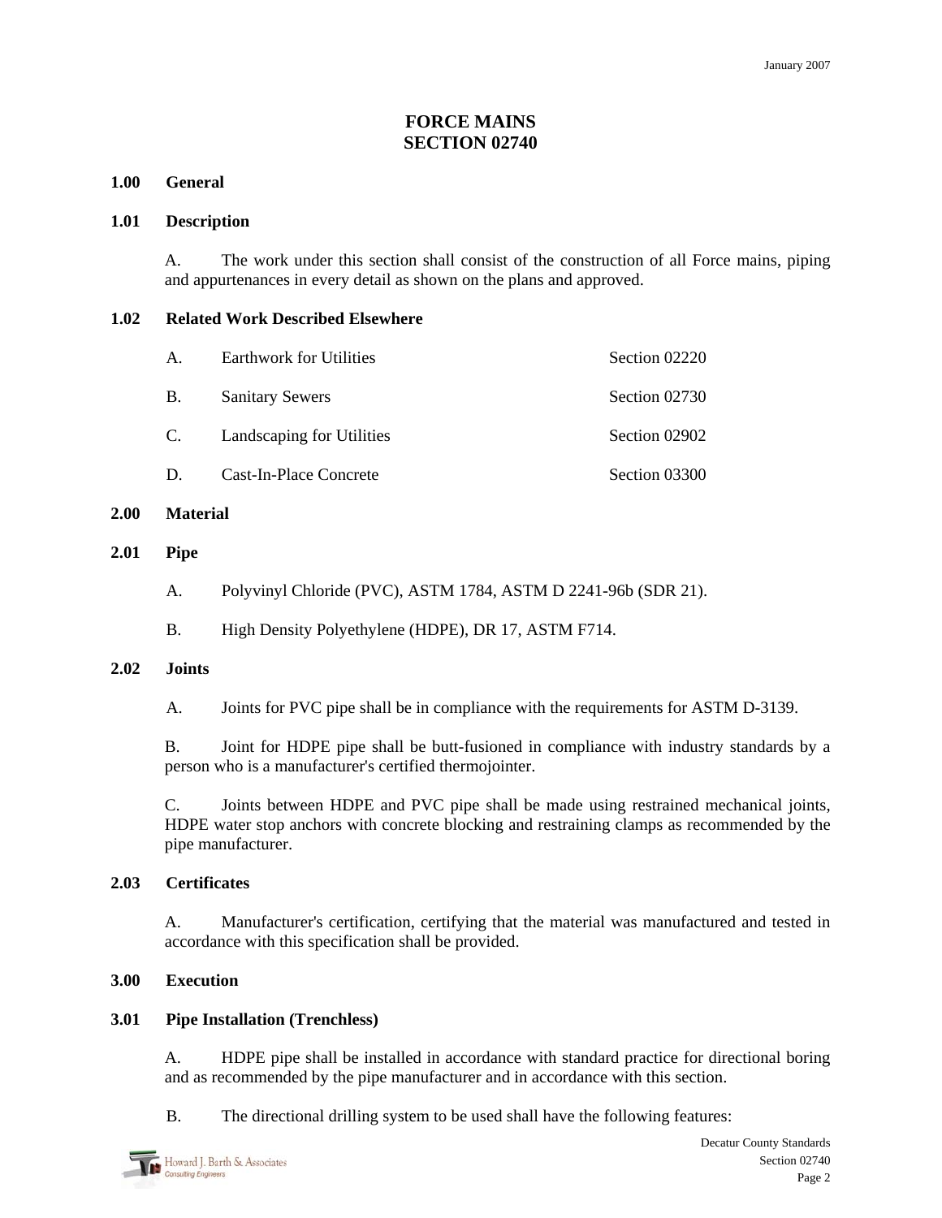# FORCE MAINS
# SECTION 02740

## 1.00 General

### 1.01 Description

A. The work under this section shall consist of the construction of all Force mains, piping and appurtenances in every detail as shown on the plans and approved.

### 1.02 Related Work Described Elsewhere

| | | |
|---|---|---|
| A. | Earthwork for Utilities | Section 02220 |
| B. | Sanitary Sewers | Section 02730 |
| C. | Landscaping for Utilities | Section 02902 |
| D. | Cast-In-Place Concrete | Section 03300 |

## 2.00 Material

### 2.01 Pipe

A. Polyvinyl Chloride (PVC), ASTM 1784, ASTM D 2241-96b (SDR 21).

B. High Density Polyethylene (HDPE), DR 17, ASTM F714.

### 2.02 Joints

A. Joints for PVC pipe shall be in compliance with the requirements for ASTM D-3139.

B. Joint for HDPE pipe shall be butt-fusioned in compliance with industry standards by a person who is a manufacturer's certified thermojointer.

C. Joints between HDPE and PVC pipe shall be made using restrained mechanical joints, HDPE water stop anchors with concrete blocking and restraining clamps as recommended by the pipe manufacturer.

### 2.03 Certificates

A. Manufacturer's certification, certifying that the material was manufactured and tested in accordance with this specification shall be provided.

## 3.00 Execution

### 3.01 Pipe Installation (Trenchless)

A. HDPE pipe shall be installed in accordance with standard practice for directional boring and as recommended by the pipe manufacturer and in accordance with this section.

B. The directional drilling system to be used shall have the following features: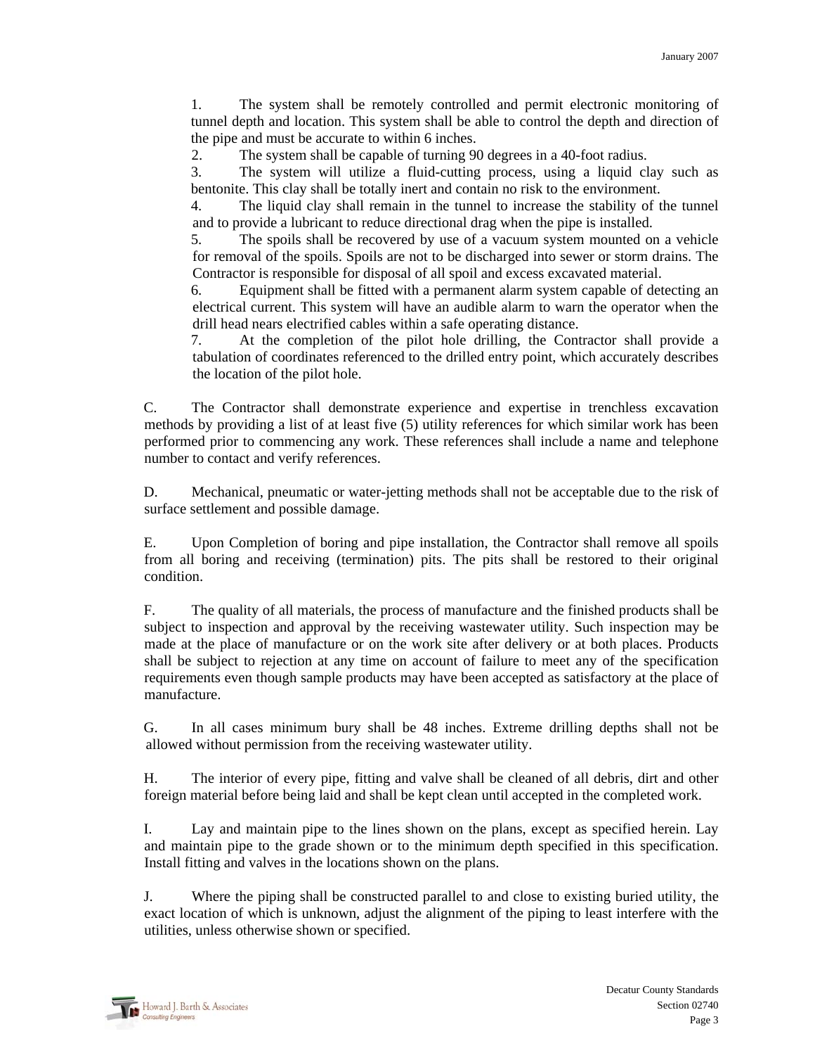1. The system shall be remotely controlled and permit electronic monitoring of tunnel depth and location. This system shall be able to control the depth and direction of the pipe and must be accurate to within 6 inches.
2. The system shall be capable of turning 90 degrees in a 40-foot radius.
3. The system will utilize a fluid-cutting process, using a liquid clay such as bentonite. This clay shall be totally inert and contain no risk to the environment.
4. The liquid clay shall remain in the tunnel to increase the stability of the tunnel and to provide a lubricant to reduce directional drag when the pipe is installed.
5. The spoils shall be recovered by use of a vacuum system mounted on a vehicle for removal of the spoils. Spoils are not to be discharged into sewer or storm drains. The Contractor is responsible for disposal of all spoil and excess excavated material.
6. Equipment shall be fitted with a permanent alarm system capable of detecting an electrical current. This system will have an audible alarm to warn the operator when the drill head nears electrified cables within a safe operating distance.
7. At the completion of the pilot hole drilling, the Contractor shall provide a tabulation of coordinates referenced to the drilled entry point, which accurately describes the location of the pilot hole.

C. The Contractor shall demonstrate experience and expertise in trenchless excavation methods by providing a list of at least five (5) utility references for which similar work has been performed prior to commencing any work. These references shall include a name and telephone number to contact and verify references.

D. Mechanical, pneumatic or water-jetting methods shall not be acceptable due to the risk of surface settlement and possible damage.

E. Upon Completion of boring and pipe installation, the Contractor shall remove all spoils from all boring and receiving (termination) pits. The pits shall be restored to their original condition.

F. The quality of all materials, the process of manufacture and the finished products shall be subject to inspection and approval by the receiving wastewater utility. Such inspection may be made at the place of manufacture or on the work site after delivery or at both places. Products shall be subject to rejection at any time on account of failure to meet any of the specification requirements even though sample products may have been accepted as satisfactory at the place of manufacture.

G. In all cases minimum bury shall be 48 inches. Extreme drilling depths shall not be allowed without permission from the receiving wastewater utility.

H. The interior of every pipe, fitting and valve shall be cleaned of all debris, dirt and other foreign material before being laid and shall be kept clean until accepted in the completed work.

I. Lay and maintain pipe to the lines shown on the plans, except as specified herein. Lay and maintain pipe to the grade shown or to the minimum depth specified in this specification. Install fitting and valves in the locations shown on the plans.

J. Where the piping shall be constructed parallel to and close to existing buried utility, the exact location of which is unknown, adjust the alignment of the piping to least interfere with the utilities, unless otherwise shown or specified.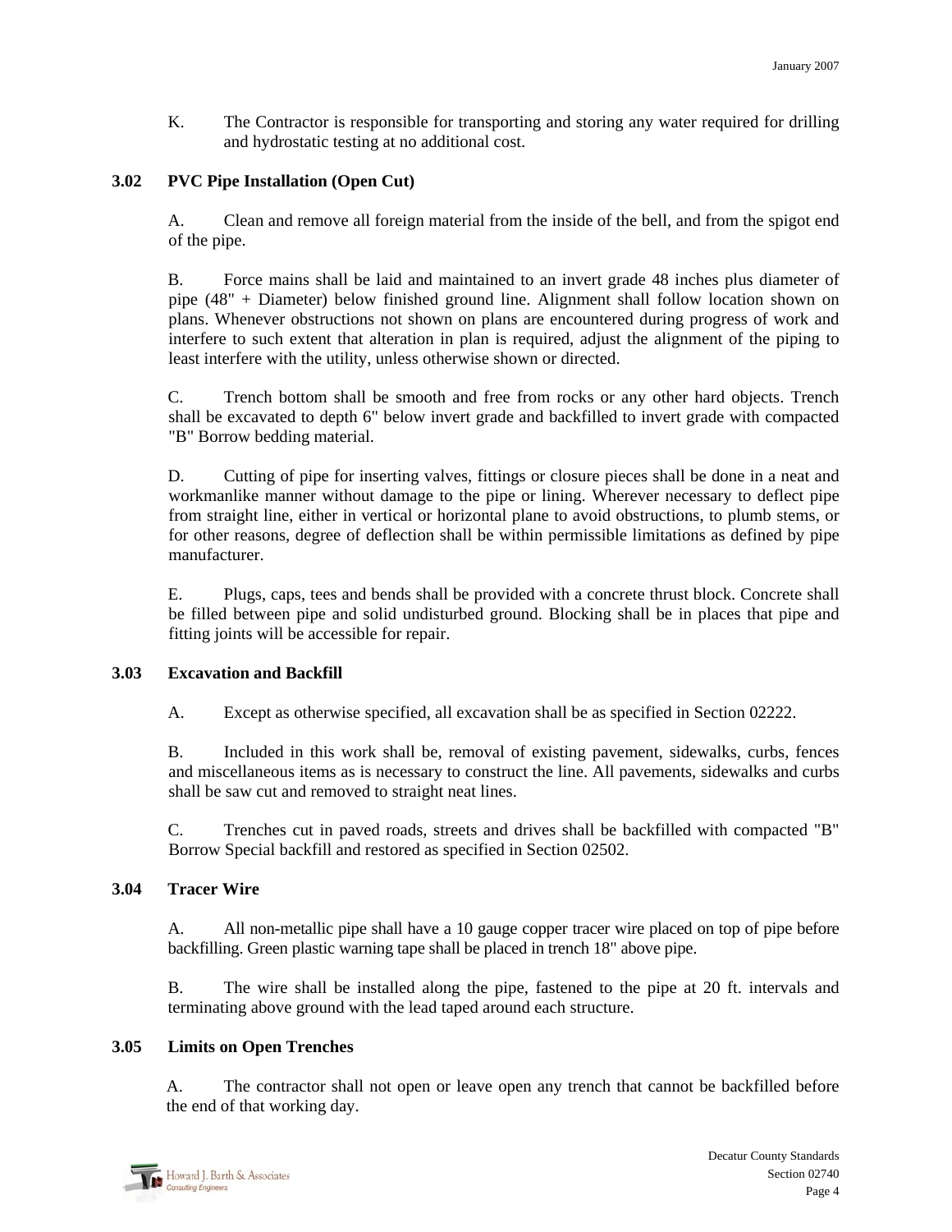K. The Contractor is responsible for transporting and storing any water required for drilling and hydrostatic testing at no additional cost.

### 3.02 PVC Pipe Installation (Open Cut)

A. Clean and remove all foreign material from the inside of the bell, and from the spigot end of the pipe.

B. Force mains shall be laid and maintained to an invert grade 48 inches plus diameter of pipe (48" + Diameter) below finished ground line. Alignment shall follow location shown on plans. Whenever obstructions not shown on plans are encountered during progress of work and interfere to such extent that alteration in plan is required, adjust the alignment of the piping to least interfere with the utility, unless otherwise shown or directed.

C. Trench bottom shall be smooth and free from rocks or any other hard objects. Trench shall be excavated to depth 6" below invert grade and backfilled to invert grade with compacted "B" Borrow bedding material.

D. Cutting of pipe for inserting valves, fittings or closure pieces shall be done in a neat and workmanlike manner without damage to the pipe or lining. Wherever necessary to deflect pipe from straight line, either in vertical or horizontal plane to avoid obstructions, to plumb stems, or for other reasons, degree of deflection shall be within permissible limitations as defined by pipe manufacturer.

E. Plugs, caps, tees and bends shall be provided with a concrete thrust block. Concrete shall be filled between pipe and solid undisturbed ground. Blocking shall be in places that pipe and fitting joints will be accessible for repair.

### 3.03 Excavation and Backfill

A. Except as otherwise specified, all excavation shall be as specified in Section 02222.

B. Included in this work shall be, removal of existing pavement, sidewalks, curbs, fences and miscellaneous items as is necessary to construct the line. All pavements, sidewalks and curbs shall be saw cut and removed to straight neat lines.

C. Trenches cut in paved roads, streets and drives shall be backfilled with compacted "B" Borrow Special backfill and restored as specified in Section 02502.

### 3.04 Tracer Wire

A. All non-metallic pipe shall have a 10 gauge copper tracer wire placed on top of pipe before backfilling. Green plastic warning tape shall be placed in trench 18" above pipe.

B. The wire shall be installed along the pipe, fastened to the pipe at 20 ft. intervals and terminating above ground with the lead taped around each structure.

### 3.05 Limits on Open Trenches

A. The contractor shall not open or leave open any trench that cannot be backfilled before the end of that working day.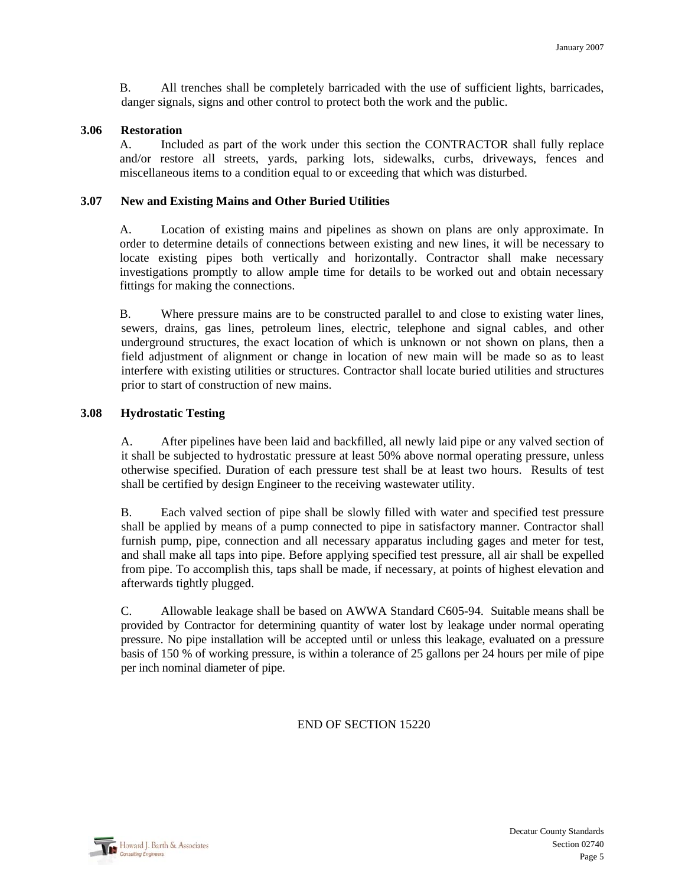B. All trenches shall be completely barricaded with the use of sufficient lights, barricades, danger signals, signs and other control to protect both the work and the public.

**3.06 Restoration**

A. Included as part of the work under this section the CONTRACTOR shall fully replace and/or restore all streets, yards, parking lots, sidewalks, curbs, driveways, fences and miscellaneous items to a condition equal to or exceeding that which was disturbed.

**3.07 New and Existing Mains and Other Buried Utilities**

A. Location of existing mains and pipelines as shown on plans are only approximate. In order to determine details of connections between existing and new lines, it will be necessary to locate existing pipes both vertically and horizontally. Contractor shall make necessary investigations promptly to allow ample time for details to be worked out and obtain necessary fittings for making the connections.

B. Where pressure mains are to be constructed parallel to and close to existing water lines, sewers, drains, gas lines, petroleum lines, electric, telephone and signal cables, and other underground structures, the exact location of which is unknown or not shown on plans, then a field adjustment of alignment or change in location of new main will be made so as to least interfere with existing utilities or structures. Contractor shall locate buried utilities and structures prior to start of construction of new mains.

**3.08 Hydrostatic Testing**

A. After pipelines have been laid and backfilled, all newly laid pipe or any valved section of it shall be subjected to hydrostatic pressure at least 50% above normal operating pressure, unless otherwise specified. Duration of each pressure test shall be at least two hours. Results of test shall be certified by design Engineer to the receiving wastewater utility.

B. Each valved section of pipe shall be slowly filled with water and specified test pressure shall be applied by means of a pump connected to pipe in satisfactory manner. Contractor shall furnish pump, pipe, connection and all necessary apparatus including gages and meter for test, and shall make all taps into pipe. Before applying specified test pressure, all air shall be expelled from pipe. To accomplish this, taps shall be made, if necessary, at points of highest elevation and afterwards tightly plugged.

C. Allowable leakage shall be based on AWWA Standard C605-94. Suitable means shall be provided by Contractor for determining quantity of water lost by leakage under normal operating pressure. No pipe installation will be accepted until or unless this leakage, evaluated on a pressure basis of 150 % of working pressure, is within a tolerance of 25 gallons per 24 hours per mile of pipe per inch nominal diameter of pipe.

END OF SECTION 15220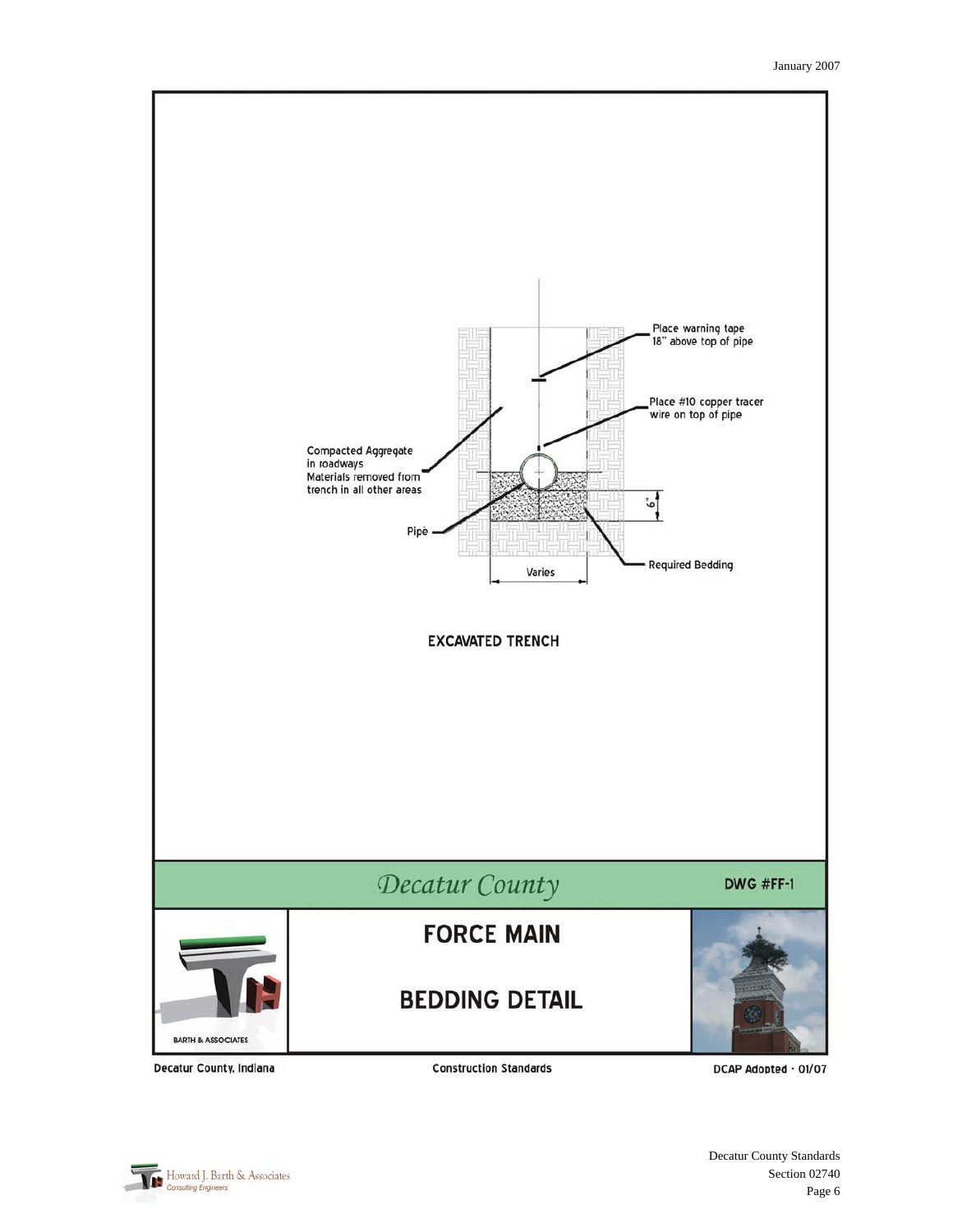Place warning tape 18" above top of pipe

Place #10 copper tracer wire on top of pipe

Compacted Aggregate in roadways
Materials removed from trench in all other areas

Pipe

6"

Required Bedding

Varies

**EXCAVATED TRENCH**

*Decatur County*

**DWG #FF-1**

# FORCE MAIN

# BEDDING DETAIL

BARTH & ASSOCIATES

Decatur County, Indiana

Construction Standards

DCAP Adopted - 01/07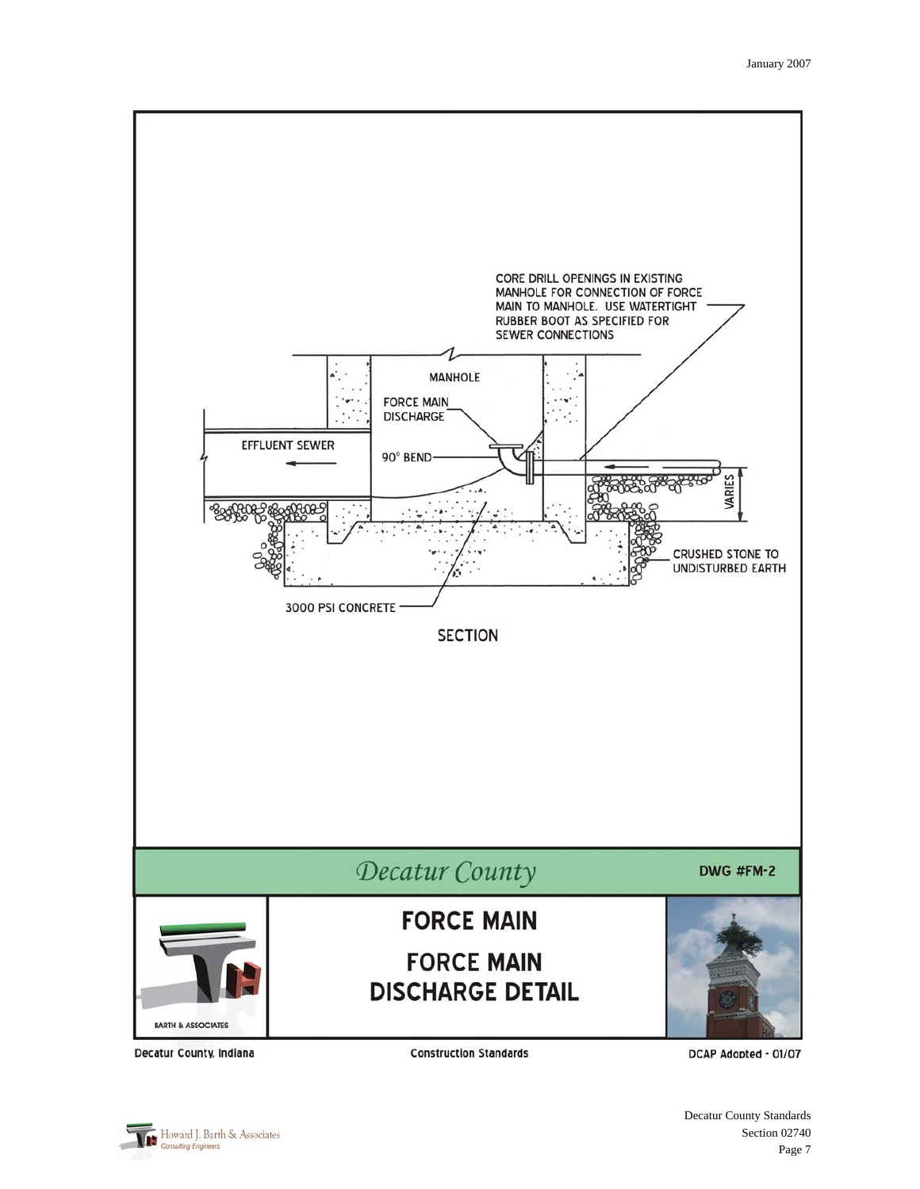CORE DRILL OPENINGS IN EXISTING MANHOLE FOR CONNECTION OF FORCE MAIN TO MANHOLE. USE WATERTIGHT RUBBER BOOT AS SPECIFIED FOR SEWER CONNECTIONS

MANHOLE

FORCE MAIN DISCHARGE

EFFLUENT SEWER

90° BEND

VARIES

CRUSHED STONE TO UNDISTURBED EARTH

3000 PSI CONCRETE

SECTION

*Decatur County*

**DWG #FM-2**

BARTH & ASSOCIATES

# FORCE MAIN

## FORCE MAIN DISCHARGE DETAIL

Decatur County, Indiana

Construction Standards

DCAP Adopted - 01/07